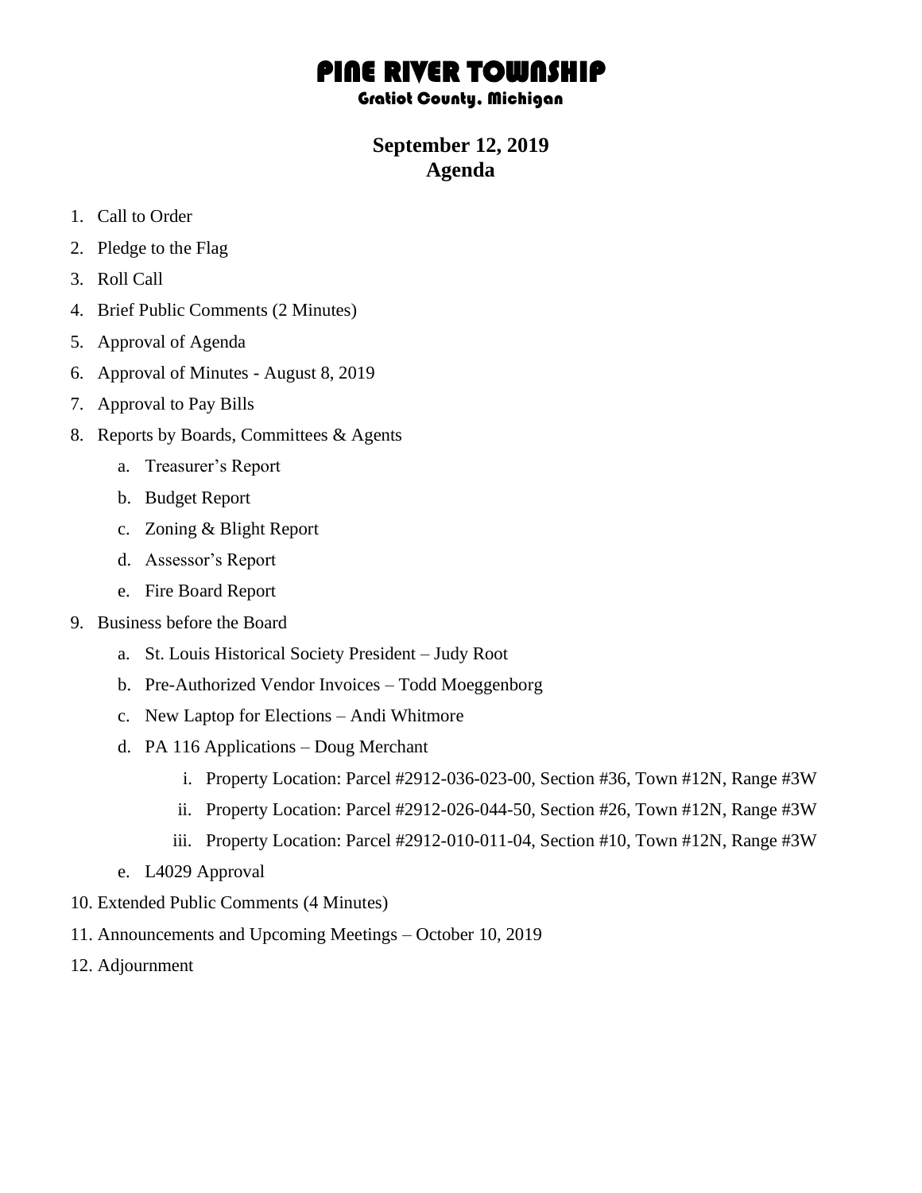# PINE RIVER TOWNSHIP

### Gratiot County, Michigan

## September 12, 2019
## Agenda

1. Call to Order
2. Pledge to the Flag
3. Roll Call
4. Brief Public Comments (2 Minutes)
5. Approval of Agenda
6. Approval of Minutes - August 8, 2019
7. Approval to Pay Bills
8. Reports by Boards, Committees & Agents
   a. Treasurer's Report
   b. Budget Report
   c. Zoning & Blight Report
   d. Assessor's Report
   e. Fire Board Report
9. Business before the Board
   a. St. Louis Historical Society President – Judy Root
   b. Pre-Authorized Vendor Invoices – Todd Moeggenborg
   c. New Laptop for Elections – Andi Whitmore
   d. PA 116 Applications – Doug Merchant
      i. Property Location: Parcel #2912-036-023-00, Section #36, Town #12N, Range #3W
      ii. Property Location: Parcel #2912-026-044-50, Section #26, Town #12N, Range #3W
      iii. Property Location: Parcel #2912-010-011-04, Section #10, Town #12N, Range #3W
   e. L4029 Approval
10. Extended Public Comments (4 Minutes)
11. Announcements and Upcoming Meetings – October 10, 2019
12. Adjournment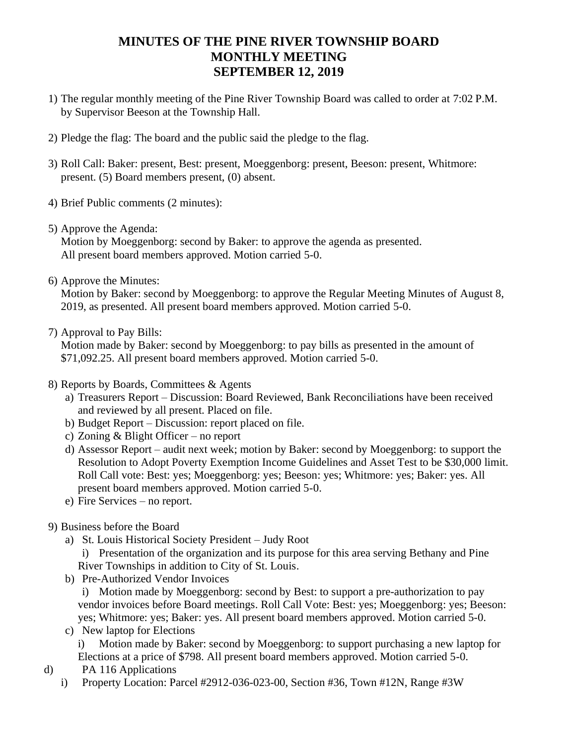# MINUTES OF THE PINE RIVER TOWNSHIP BOARD MONTHLY MEETING SEPTEMBER 12, 2019

1) The regular monthly meeting of the Pine River Township Board was called to order at 7:02 P.M. by Supervisor Beeson at the Township Hall.

2) Pledge the flag: The board and the public said the pledge to the flag.

3) Roll Call: Baker: present, Best: present, Moeggenborg: present, Beeson: present, Whitmore: present. (5) Board members present, (0) absent.

4) Brief Public comments (2 minutes):

5) Approve the Agenda:
   Motion by Moeggenborg: second by Baker: to approve the agenda as presented. All present board members approved. Motion carried 5-0.

6) Approve the Minutes:
   Motion by Baker: second by Moeggenborg: to approve the Regular Meeting Minutes of August 8, 2019, as presented. All present board members approved. Motion carried 5-0.

7) Approval to Pay Bills:
   Motion made by Baker: second by Moeggenborg: to pay bills as presented in the amount of $71,092.25. All present board members approved. Motion carried 5-0.

8) Reports by Boards, Committees & Agents
   a) Treasurers Report – Discussion: Board Reviewed, Bank Reconciliations have been received and reviewed by all present. Placed on file.
   b) Budget Report – Discussion: report placed on file.
   c) Zoning & Blight Officer – no report
   d) Assessor Report – audit next week; motion by Baker: second by Moeggenborg: to support the Resolution to Adopt Poverty Exemption Income Guidelines and Asset Test to be $30,000 limit. Roll Call vote: Best: yes; Moeggenborg: yes; Beeson: yes; Whitmore: yes; Baker: yes. All present board members approved. Motion carried 5-0.
   e) Fire Services – no report.

9) Business before the Board
   a) St. Louis Historical Society President – Judy Root
      i) Presentation of the organization and its purpose for this area serving Bethany and Pine River Townships in addition to City of St. Louis.
   b) Pre-Authorized Vendor Invoices
      i) Motion made by Moeggenborg: second by Best: to support a pre-authorization to pay vendor invoices before Board meetings. Roll Call Vote: Best: yes; Moeggenborg: yes; Beeson: yes; Whitmore: yes; Baker: yes. All present board members approved. Motion carried 5-0.
   c) New laptop for Elections
      i) Motion made by Baker: second by Moeggenborg: to support purchasing a new laptop for Elections at a price of $798. All present board members approved. Motion carried 5-0.
   d) PA 116 Applications
      i) Property Location: Parcel #2912-036-023-00, Section #36, Town #12N, Range #3W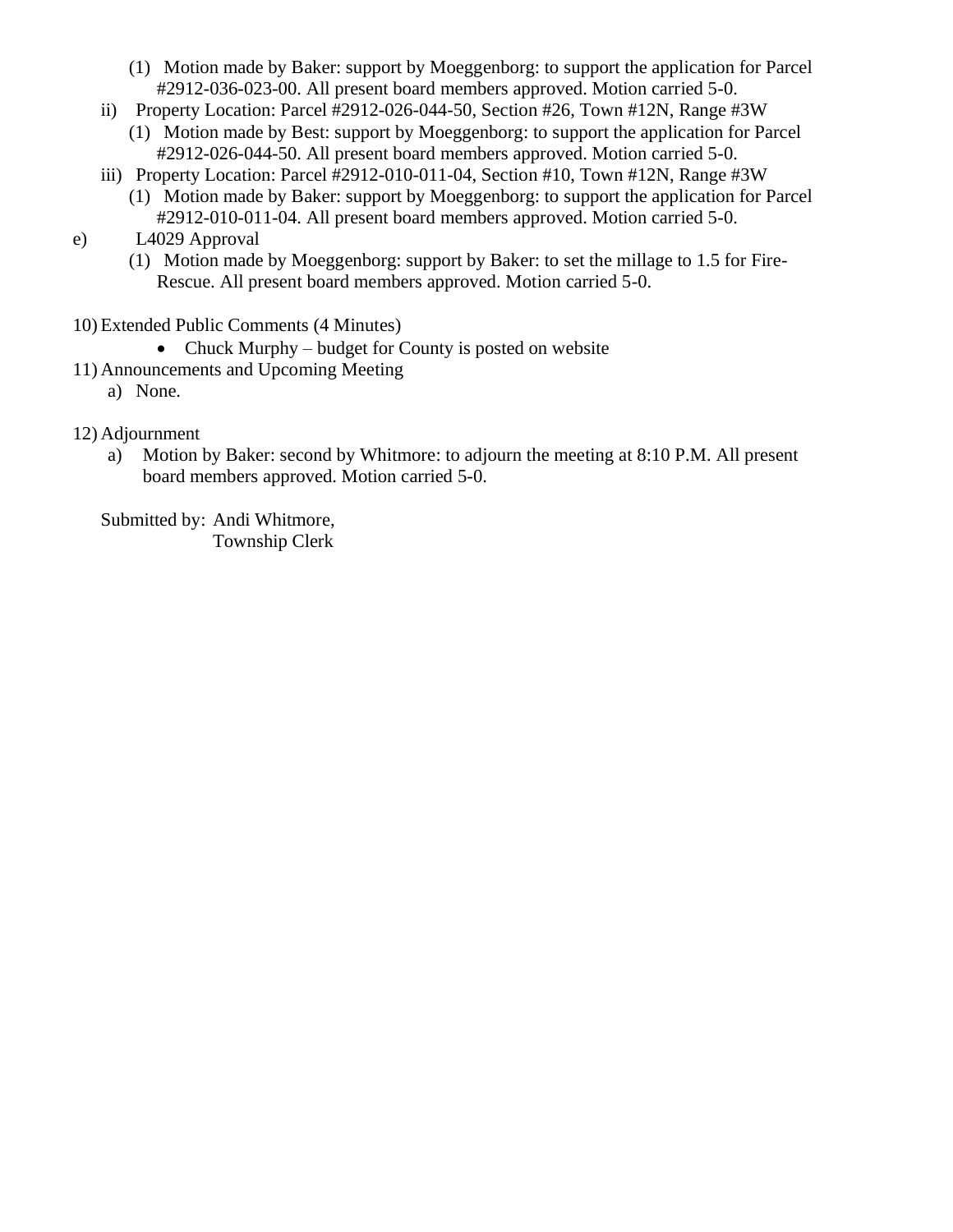(1) Motion made by Baker: support by Moeggenborg: to support the application for Parcel #2912-036-023-00. All present board members approved. Motion carried 5-0.

ii) Property Location: Parcel #2912-026-044-50, Section #26, Town #12N, Range #3W

(1) Motion made by Best: support by Moeggenborg: to support the application for Parcel #2912-026-044-50. All present board members approved. Motion carried 5-0.

iii) Property Location: Parcel #2912-010-011-04, Section #10, Town #12N, Range #3W

(1) Motion made by Baker: support by Moeggenborg: to support the application for Parcel #2912-010-011-04. All present board members approved. Motion carried 5-0.

e) L4029 Approval

(1) Motion made by Moeggenborg: support by Baker: to set the millage to 1.5 for Fire-Rescue. All present board members approved. Motion carried 5-0.

10) Extended Public Comments (4 Minutes)

- Chuck Murphy – budget for County is posted on website

11) Announcements and Upcoming Meeting

a) None.

12) Adjournment

a) Motion by Baker: second by Whitmore: to adjourn the meeting at 8:10 P.M. All present board members approved. Motion carried 5-0.

Submitted by: Andi Whitmore,
Township Clerk